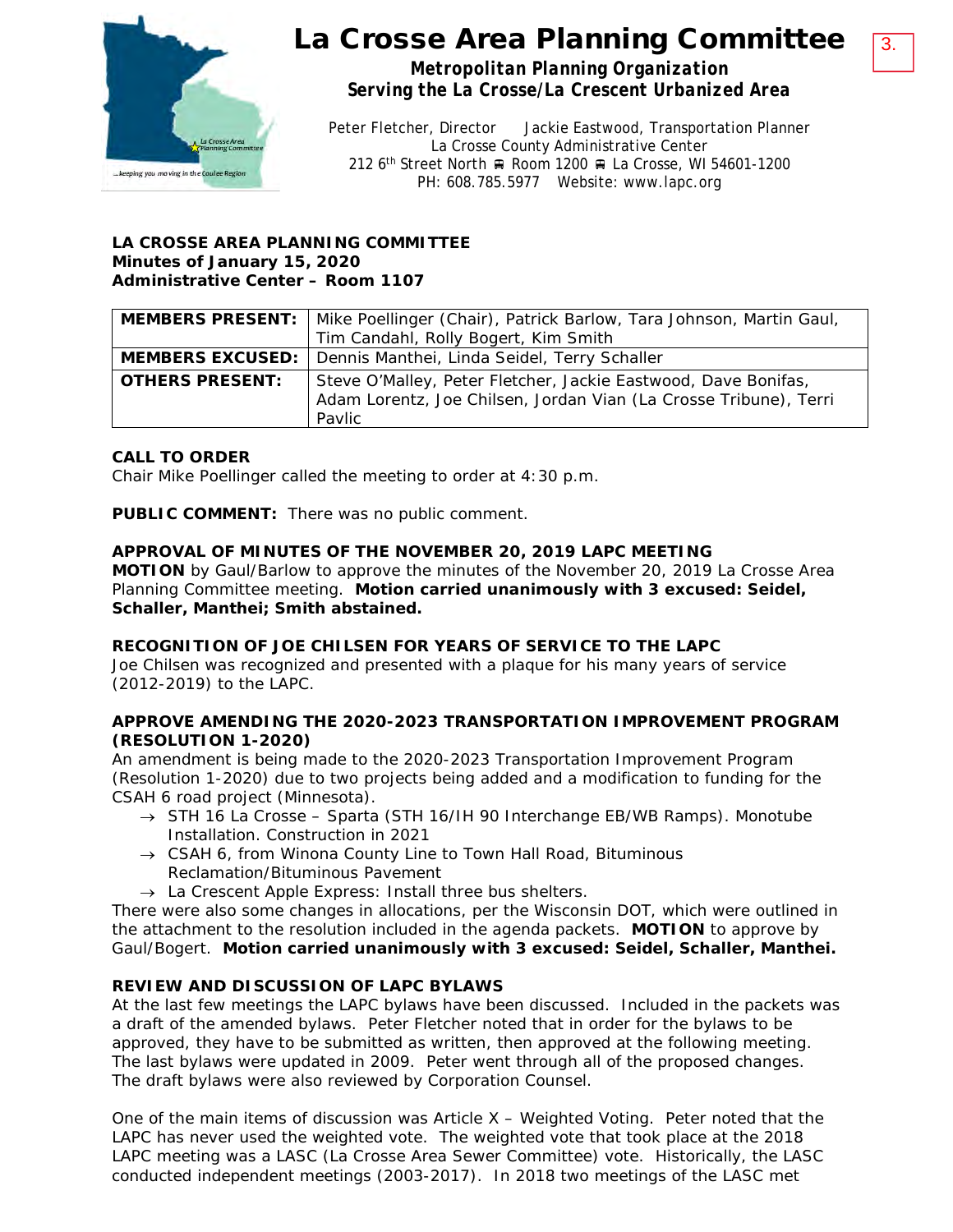# La Crosse Area Planning Committee

***Metropolitan Planning Organization***
***Serving the La Crosse/La Crescent Urbanized Area***

Peter Fletcher, Director    Jackie Eastwood, Transportation Planner
La Crosse County Administrative Center
212 6th Street North ■ Room 1200 ■ La Crosse, WI 54601-1200
PH: 608.785.5977  Website: www.lapc.org

3.

**LA CROSSE AREA PLANNING COMMITTEE**
**Minutes of January 15, 2020**
**Administrative Center – Room 1107**

| | |
|---|---|
| **MEMBERS PRESENT:** | Mike Poellinger (Chair), Patrick Barlow, Tara Johnson, Martin Gaul, Tim Candahl, Rolly Bogert, Kim Smith |
| **MEMBERS EXCUSED:** | Dennis Manthei, Linda Seidel, Terry Schaller |
| **OTHERS PRESENT:** | Steve O'Malley, Peter Fletcher, Jackie Eastwood, Dave Bonifas, Adam Lorentz, Joe Chilsen, Jordan Vian (La Crosse Tribune), Terri Pavlic |

**CALL TO ORDER**
Chair Mike Poellinger called the meeting to order at 4:30 p.m.

**PUBLIC COMMENT:** There was no public comment.

**APPROVAL OF MINUTES OF THE NOVEMBER 20, 2019 LAPC MEETING**
**MOTION** by Gaul/Barlow to approve the minutes of the November 20, 2019 La Crosse Area Planning Committee meeting. **Motion carried unanimously with 3 excused: Seidel, Schaller, Manthei; Smith abstained.**

**RECOGNITION OF JOE CHILSEN FOR YEARS OF SERVICE TO THE LAPC**
Joe Chilsen was recognized and presented with a plaque for his many years of service (2012-2019) to the LAPC.

**APPROVE AMENDING THE 2020-2023 TRANSPORTATION IMPROVEMENT PROGRAM (RESOLUTION 1-2020)**
An amendment is being made to the 2020-2023 Transportation Improvement Program (Resolution 1-2020) due to two projects being added and a modification to funding for the CSAH 6 road project (Minnesota).

- → STH 16 La Crosse – Sparta (STH 16/IH 90 Interchange EB/WB Ramps). Monotube Installation. Construction in 2021
- → CSAH 6, from Winona County Line to Town Hall Road, Bituminous Reclamation/Bituminous Pavement
- → La Crescent Apple Express: Install three bus shelters.

There were also some changes in allocations, per the Wisconsin DOT, which were outlined in the attachment to the resolution included in the agenda packets. **MOTION** to approve by Gaul/Bogert. **Motion carried unanimously with 3 excused: Seidel, Schaller, Manthei.**

**REVIEW AND DISCUSSION OF LAPC BYLAWS**
At the last few meetings the LAPC bylaws have been discussed. Included in the packets was a draft of the amended bylaws. Peter Fletcher noted that in order for the bylaws to be approved, they have to be submitted as written, then approved at the following meeting. The last bylaws were updated in 2009. Peter went through all of the proposed changes. The draft bylaws were also reviewed by Corporation Counsel.

One of the main items of discussion was Article X – Weighted Voting. Peter noted that the LAPC has never used the weighted vote. The weighted vote that took place at the 2018 LAPC meeting was a LASC (La Crosse Area Sewer Committee) vote. Historically, the LASC conducted independent meetings (2003-2017). In 2018 two meetings of the LASC met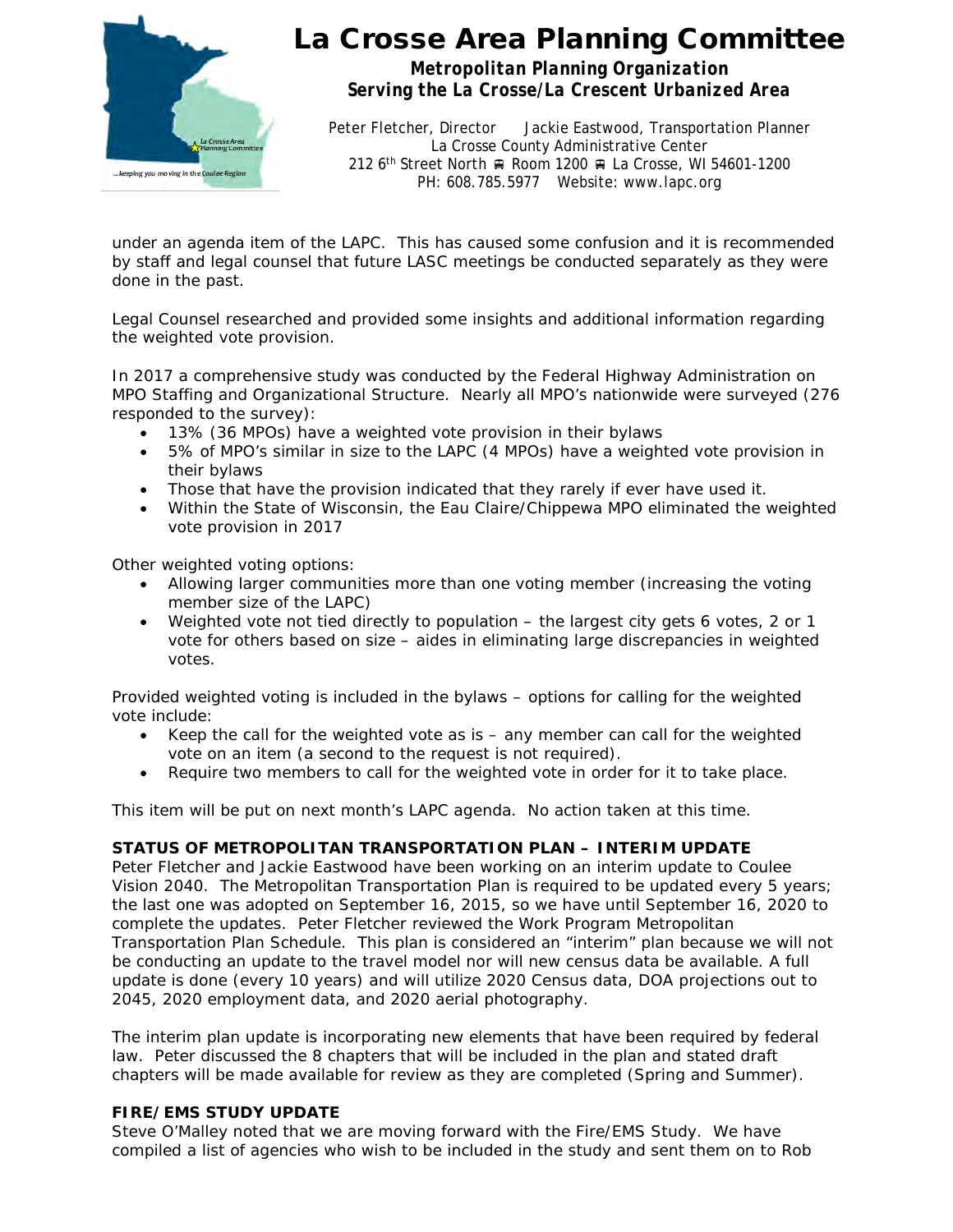under an agenda item of the LAPC. This has caused some confusion and it is recommended by staff and legal counsel that future LASC meetings be conducted separately as they were done in the past.

Legal Counsel researched and provided some insights and additional information regarding the weighted vote provision.

In 2017 a comprehensive study was conducted by the Federal Highway Administration on MPO Staffing and Organizational Structure. Nearly all MPO's nationwide were surveyed (276 responded to the survey):

- 13% (36 MPOs) have a weighted vote provision in their bylaws
- 5% of MPO's similar in size to the LAPC (4 MPOs) have a weighted vote provision in their bylaws
- Those that have the provision indicated that they rarely if ever have used it.
- Within the State of Wisconsin, the Eau Claire/Chippewa MPO eliminated the weighted vote provision in 2017

Other weighted voting options:

- Allowing larger communities more than one voting member (increasing the voting member size of the LAPC)
- Weighted vote not tied directly to population – the largest city gets 6 votes, 2 or 1 vote for others based on size – aides in eliminating large discrepancies in weighted votes.

Provided weighted voting is included in the bylaws – options for calling for the weighted vote include:

- Keep the call for the weighted vote as is – any member can call for the weighted vote on an item (a second to the request is not required).
- Require two members to call for the weighted vote in order for it to take place.

This item will be put on next month's LAPC agenda. No action taken at this time.

**STATUS OF METROPOLITAN TRANSPORTATION PLAN – INTERIM UPDATE**

Peter Fletcher and Jackie Eastwood have been working on an interim update to Coulee Vision 2040. The Metropolitan Transportation Plan is required to be updated every 5 years; the last one was adopted on September 16, 2015, so we have until September 16, 2020 to complete the updates. Peter Fletcher reviewed the Work Program Metropolitan Transportation Plan Schedule. This plan is considered an "interim" plan because we will not be conducting an update to the travel model nor will new census data be available. A full update is done (every 10 years) and will utilize 2020 Census data, DOA projections out to 2045, 2020 employment data, and 2020 aerial photography.

The interim plan update is incorporating new elements that have been required by federal law. Peter discussed the 8 chapters that will be included in the plan and stated draft chapters will be made available for review as they are completed (Spring and Summer).

**FIRE/EMS STUDY UPDATE**

Steve O'Malley noted that we are moving forward with the Fire/EMS Study. We have compiled a list of agencies who wish to be included in the study and sent them on to Rob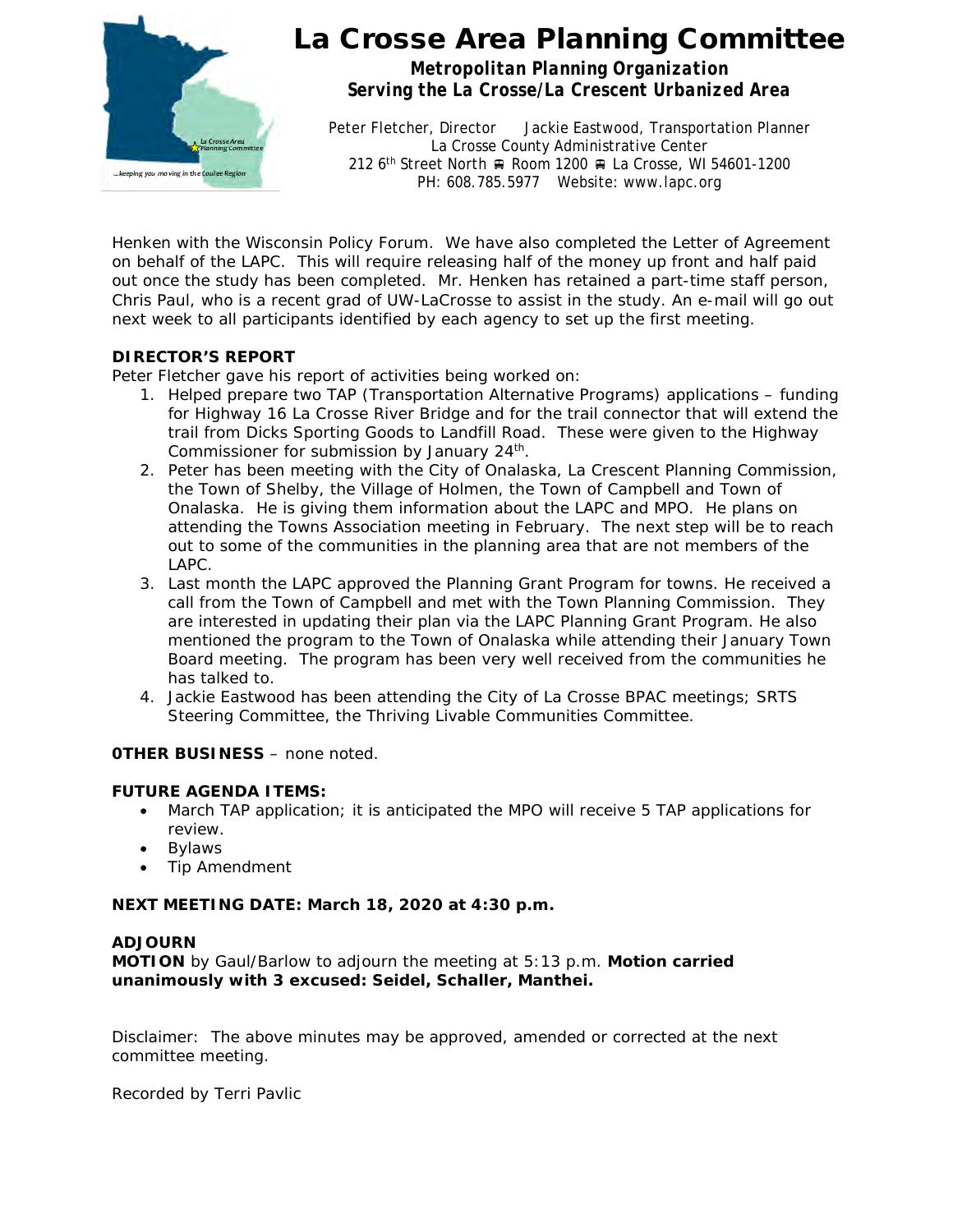Henken with the Wisconsin Policy Forum. We have also completed the Letter of Agreement on behalf of the LAPC. This will require releasing half of the money up front and half paid out once the study has been completed. Mr. Henken has retained a part-time staff person, Chris Paul, who is a recent grad of UW-LaCrosse to assist in the study. An e-mail will go out next week to all participants identified by each agency to set up the first meeting.

**DIRECTOR'S REPORT**

Peter Fletcher gave his report of activities being worked on:

1. Helped prepare two TAP (Transportation Alternative Programs) applications – funding for Highway 16 La Crosse River Bridge and for the trail connector that will extend the trail from Dicks Sporting Goods to Landfill Road. These were given to the Highway Commissioner for submission by January 24th.
2. Peter has been meeting with the City of Onalaska, La Crescent Planning Commission, the Town of Shelby, the Village of Holmen, the Town of Campbell and Town of Onalaska. He is giving them information about the LAPC and MPO. He plans on attending the Towns Association meeting in February. The next step will be to reach out to some of the communities in the planning area that are not members of the LAPC.
3. Last month the LAPC approved the Planning Grant Program for towns. He received a call from the Town of Campbell and met with the Town Planning Commission. They are interested in updating their plan via the LAPC Planning Grant Program. He also mentioned the program to the Town of Onalaska while attending their January Town Board meeting. The program has been very well received from the communities he has talked to.
4. Jackie Eastwood has been attending the City of La Crosse BPAC meetings; SRTS Steering Committee, the Thriving Livable Communities Committee.

**0THER BUSINESS** – none noted.

**FUTURE AGENDA ITEMS:**

- March TAP application; it is anticipated the MPO will receive 5 TAP applications for review.
- Bylaws
- Tip Amendment

**NEXT MEETING DATE: March 18, 2020 at 4:30 p.m.**

**ADJOURN**

**MOTION** by Gaul/Barlow to adjourn the meeting at 5:13 p.m. **Motion carried unanimously with 3 excused: Seidel, Schaller, Manthei.**

Disclaimer: The above minutes may be approved, amended or corrected at the next committee meeting.

Recorded by Terri Pavlic